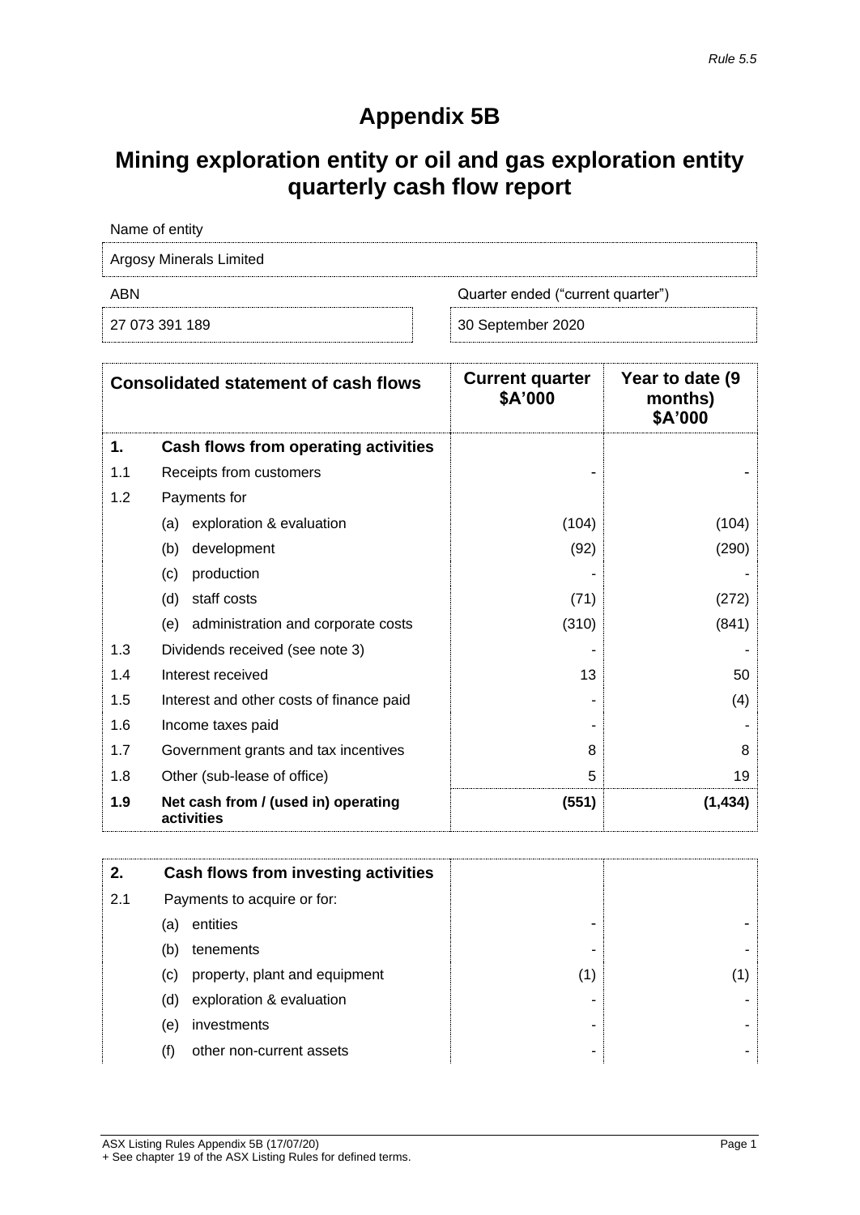*Rule 5.5*

# Appendix 5B

# Mining exploration entity or oil and gas exploration entity quarterly cash flow report

| Name of entity | |
|---|---|
| Argosy Minerals Limited | |
| **ABN** | **Quarter ended ("current quarter")** |
| 27 073 391 189 | 30 September 2020 |

| | Consolidated statement of cash flows | Current quarter $A'000 | Year to date (9 months) $A'000 |
|---|---|---|---|
| **1.** | **Cash flows from operating activities** | | |
| 1.1 | Receipts from customers | - | - |
| 1.2 | Payments for | | |
| | (a) exploration & evaluation | (104) | (104) |
| | (b) development | (92) | (290) |
| | (c) production | - | - |
| | (d) staff costs | (71) | (272) |
| | (e) administration and corporate costs | (310) | (841) |
| 1.3 | Dividends received (see note 3) | - | - |
| 1.4 | Interest received | 13 | 50 |
| 1.5 | Interest and other costs of finance paid | - | (4) |
| 1.6 | Income taxes paid | - | - |
| 1.7 | Government grants and tax incentives | 8 | 8 |
| 1.8 | Other (sub-lease of office) | 5 | 19 |
| **1.9** | **Net cash from / (used in) operating activities** | **(551)** | **(1,434)** |

| | | | |
|---|---|---|---|
| **2.** | **Cash flows from investing activities** | | |
| 2.1 | Payments to acquire or for: | | |
| | (a) entities | - | - |
| | (b) tenements | - | - |
| | (c) property, plant and equipment | (1) | (1) |
| | (d) exploration & evaluation | - | - |
| | (e) investments | - | - |
| | (f) other non-current assets | - | - |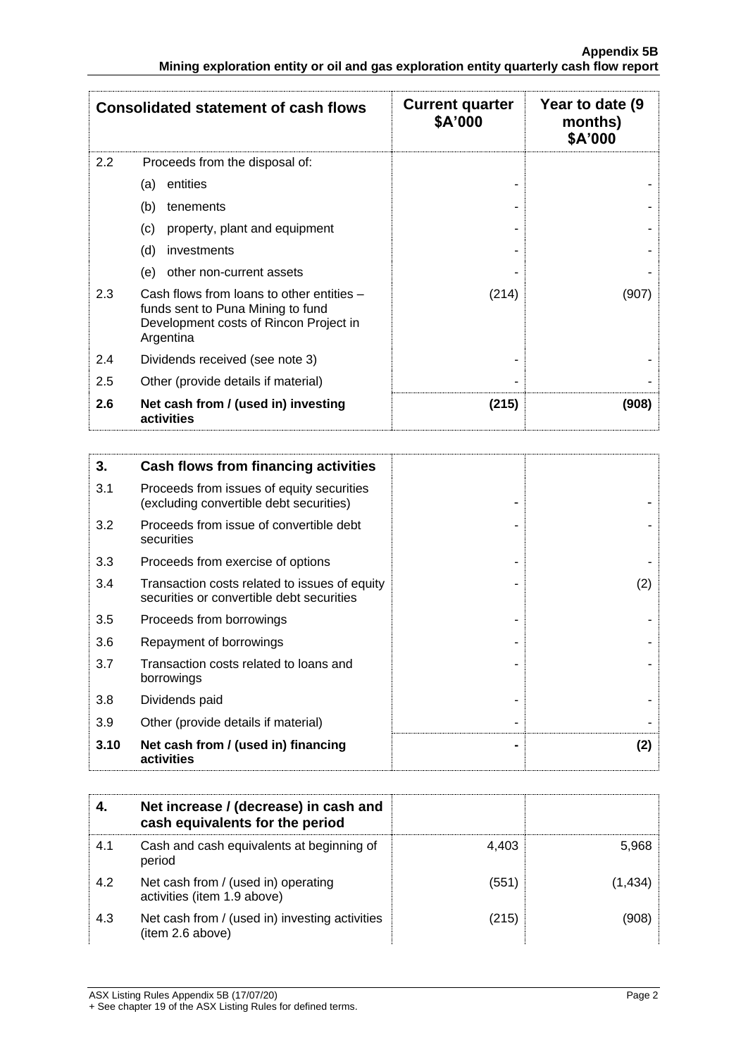| Consolidated statement of cash flows | | Current quarter $A'000 | Year to date (9 months) $A'000 |
|---|---|---|---|
| 2.2 | Proceeds from the disposal of: | | |
| | (a) entities | - | - |
| | (b) tenements | - | - |
| | (c) property, plant and equipment | - | - |
| | (d) investments | - | - |
| | (e) other non-current assets | - | - |
| 2.3 | Cash flows from loans to other entities – funds sent to Puna Mining to fund Development costs of Rincon Project in Argentina | (214) | (907) |
| 2.4 | Dividends received (see note 3) | - | - |
| 2.5 | Other (provide details if material) | - | - |
| **2.6** | **Net cash from / (used in) investing activities** | **(215)** | **(908)** |

| | | | |
|---|---|---|---|
| **3.** | **Cash flows from financing activities** | | |
| 3.1 | Proceeds from issues of equity securities (excluding convertible debt securities) | - | - |
| 3.2 | Proceeds from issue of convertible debt securities | - | - |
| 3.3 | Proceeds from exercise of options | - | - |
| 3.4 | Transaction costs related to issues of equity securities or convertible debt securities | - | (2) |
| 3.5 | Proceeds from borrowings | - | - |
| 3.6 | Repayment of borrowings | - | - |
| 3.7 | Transaction costs related to loans and borrowings | - | - |
| 3.8 | Dividends paid | - | - |
| 3.9 | Other (provide details if material) | - | - |
| **3.10** | **Net cash from / (used in) financing activities** | **-** | **(2)** |

| | | | |
|---|---|---|---|
| **4.** | **Net increase / (decrease) in cash and cash equivalents for the period** | | |
| 4.1 | Cash and cash equivalents at beginning of period | 4,403 | 5,968 |
| 4.2 | Net cash from / (used in) operating activities (item 1.9 above) | (551) | (1,434) |
| 4.3 | Net cash from / (used in) investing activities (item 2.6 above) | (215) | (908) |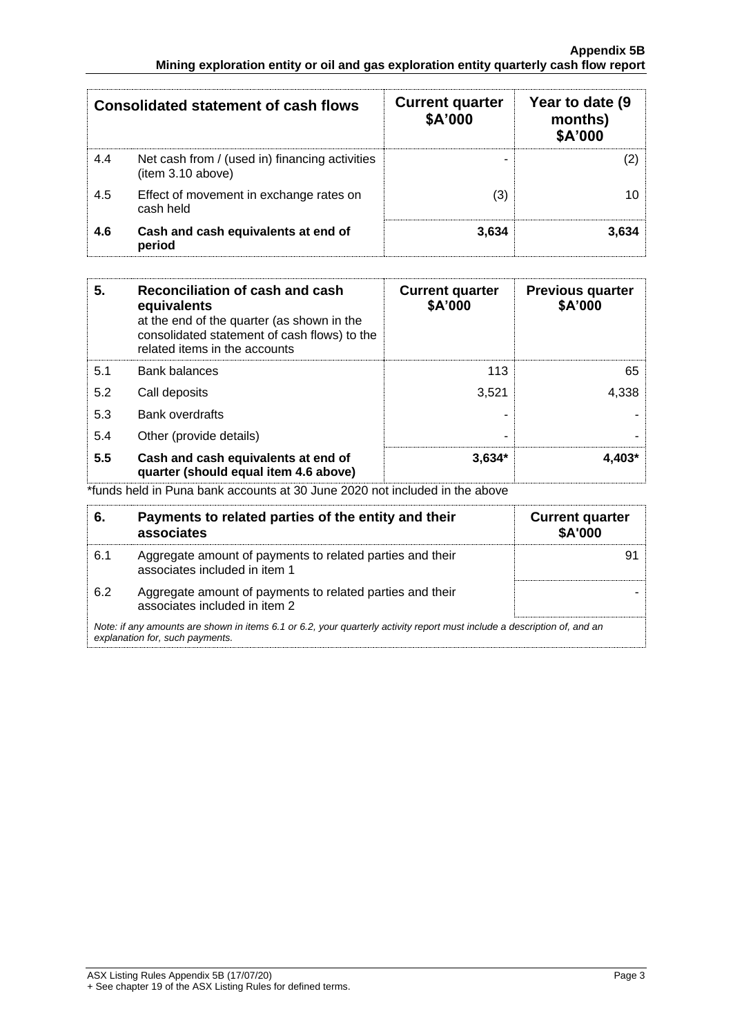| Consolidated statement of cash flows | | Current quarter $A'000 | Year to date (9 months) $A'000 |
|---|---|---|---|
| 4.4 | Net cash from / (used in) financing activities (item 3.10 above) | - | (2) |
| 4.5 | Effect of movement in exchange rates on cash held | (3) | 10 |
| **4.6** | **Cash and cash equivalents at end of period** | **3,634** | **3,634** |

| 5. | **Reconciliation of cash and cash equivalents** at the end of the quarter (as shown in the consolidated statement of cash flows) to the related items in the accounts | **Current quarter $A'000** | **Previous quarter $A'000** |
|---|---|---|---|
| 5.1 | Bank balances | 113 | 65 |
| 5.2 | Call deposits | 3,521 | 4,338 |
| 5.3 | Bank overdrafts | - | - |
| 5.4 | Other (provide details) | - | - |
| **5.5** | **Cash and cash equivalents at end of quarter (should equal item 4.6 above)** | **3,634*** | **4,403*** |

*funds held in Puna bank accounts at 30 June 2020 not included in the above

| 6. | **Payments to related parties of the entity and their associates** | **Current quarter $A'000** |
|---|---|---|
| 6.1 | Aggregate amount of payments to related parties and their associates included in item 1 | 91 |
| 6.2 | Aggregate amount of payments to related parties and their associates included in item 2 | - |

*Note: if any amounts are shown in items 6.1 or 6.2, your quarterly activity report must include a description of, and an explanation for, such payments.*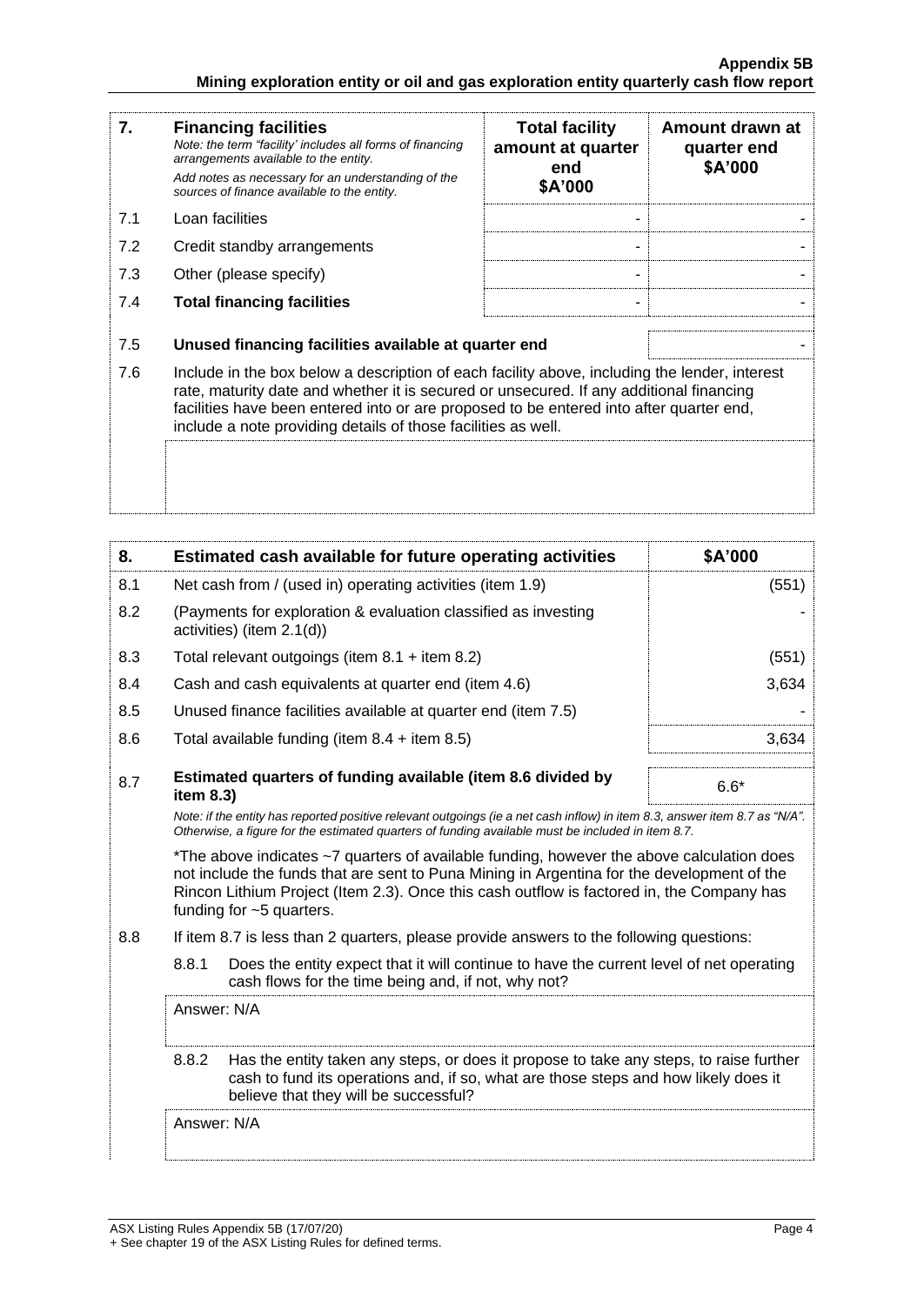| 7. | **Financing facilities** *Note: the term "facility' includes all forms of financing arrangements available to the entity.* *Add notes as necessary for an understanding of the sources of finance available to the entity.* | **Total facility amount at quarter end \$A'000** | **Amount drawn at quarter end \$A'000** |
|---|---|---|---|
| 7.1 | Loan facilities | - | - |
| 7.2 | Credit standby arrangements | - | - |
| 7.3 | Other (please specify) | - | - |
| 7.4 | **Total financing facilities** | - | - |
| 7.5 | **Unused financing facilities available at quarter end** | | - |
| 7.6 | Include in the box below a description of each facility above, including the lender, interest rate, maturity date and whether it is secured or unsecured. If any additional financing facilities have been entered into or are proposed to be entered into after quarter end, include a note providing details of those facilities as well. | | |
| | | | |

| 8. | **Estimated cash available for future operating activities** | **\$A'000** |
|---|---|---|
| 8.1 | Net cash from / (used in) operating activities (item 1.9) | (551) |
| 8.2 | (Payments for exploration & evaluation classified as investing activities) (item 2.1(d)) | - |
| 8.3 | Total relevant outgoings (item 8.1 + item 8.2) | (551) |
| 8.4 | Cash and cash equivalents at quarter end (item 4.6) | 3,634 |
| 8.5 | Unused finance facilities available at quarter end (item 7.5) | - |
| 8.6 | Total available funding (item 8.4 + item 8.5) | 3,634 |
| 8.7 | **Estimated quarters of funding available (item 8.6 divided by item 8.3)** | 6.6* |

*Note: if the entity has reported positive relevant outgoings (ie a net cash inflow) in item 8.3, answer item 8.7 as "N/A". Otherwise, a figure for the estimated quarters of funding available must be included in item 8.7.*

*The above indicates ~7 quarters of available funding, however the above calculation does not include the funds that are sent to Puna Mining in Argentina for the development of the Rincon Lithium Project (Item 2.3). Once this cash outflow is factored in, the Company has funding for ~5 quarters.

8.8 If item 8.7 is less than 2 quarters, please provide answers to the following questions:

8.8.1 Does the entity expect that it will continue to have the current level of net operating cash flows for the time being and, if not, why not?

Answer: N/A

8.8.2 Has the entity taken any steps, or does it propose to take any steps, to raise further cash to fund its operations and, if so, what are those steps and how likely does it believe that they will be successful?

Answer: N/A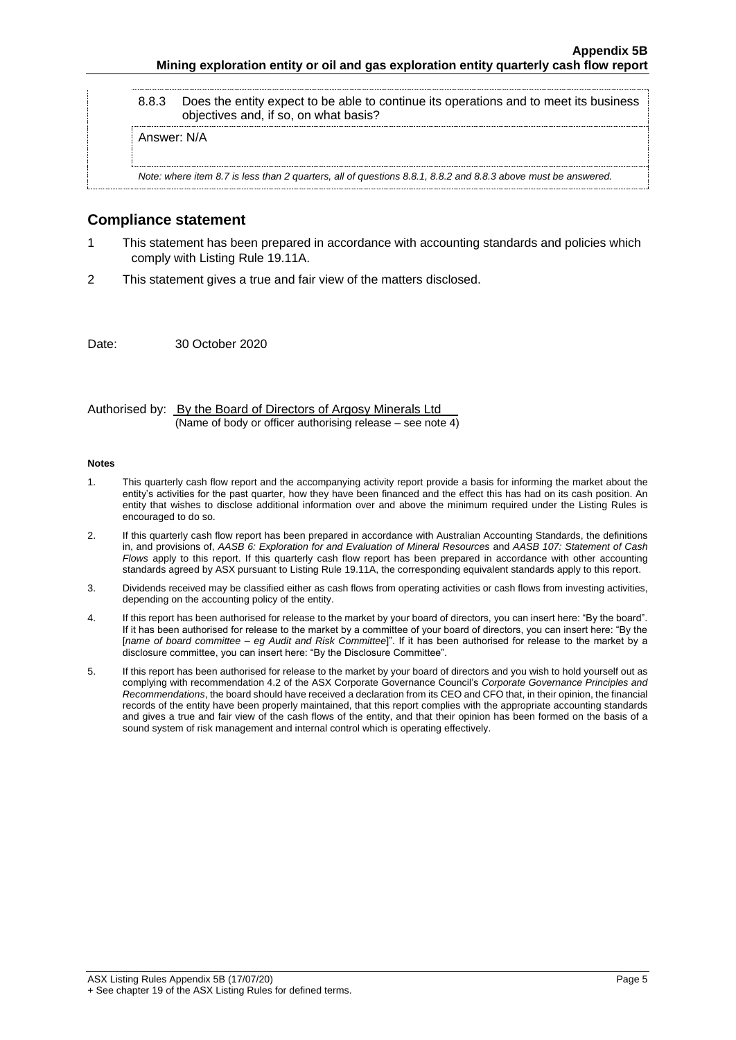| | |
|---|---|
| 8.8.3 | Does the entity expect to be able to continue its operations and to meet its business objectives and, if so, on what basis? |
| Answer: N/A | |

*Note: where item 8.7 is less than 2 quarters, all of questions 8.8.1, 8.8.2 and 8.8.3 above must be answered.*

## Compliance statement

1. This statement has been prepared in accordance with accounting standards and policies which comply with Listing Rule 19.11A.
2. This statement gives a true and fair view of the matters disclosed.

Date: 30 October 2020

Authorised by: By the Board of Directors of Argosy Minerals Ltd
(Name of body or officer authorising release – see note 4)

**Notes**

1. This quarterly cash flow report and the accompanying activity report provide a basis for informing the market about the entity's activities for the past quarter, how they have been financed and the effect this has had on its cash position. An entity that wishes to disclose additional information over and above the minimum required under the Listing Rules is encouraged to do so.
2. If this quarterly cash flow report has been prepared in accordance with Australian Accounting Standards, the definitions in, and provisions of, *AASB 6: Exploration for and Evaluation of Mineral Resources* and *AASB 107: Statement of Cash Flows* apply to this report. If this quarterly cash flow report has been prepared in accordance with other accounting standards agreed by ASX pursuant to Listing Rule 19.11A, the corresponding equivalent standards apply to this report.
3. Dividends received may be classified either as cash flows from operating activities or cash flows from investing activities, depending on the accounting policy of the entity.
4. If this report has been authorised for release to the market by your board of directors, you can insert here: "By the board". If it has been authorised for release to the market by a committee of your board of directors, you can insert here: "By the [*name of board committee – eg Audit and Risk Committee*]". If it has been authorised for release to the market by a disclosure committee, you can insert here: "By the Disclosure Committee".
5. If this report has been authorised for release to the market by your board of directors and you wish to hold yourself out as complying with recommendation 4.2 of the ASX Corporate Governance Council's *Corporate Governance Principles and Recommendations*, the board should have received a declaration from its CEO and CFO that, in their opinion, the financial records of the entity have been properly maintained, that this report complies with the appropriate accounting standards and gives a true and fair view of the cash flows of the entity, and that their opinion has been formed on the basis of a sound system of risk management and internal control which is operating effectively.